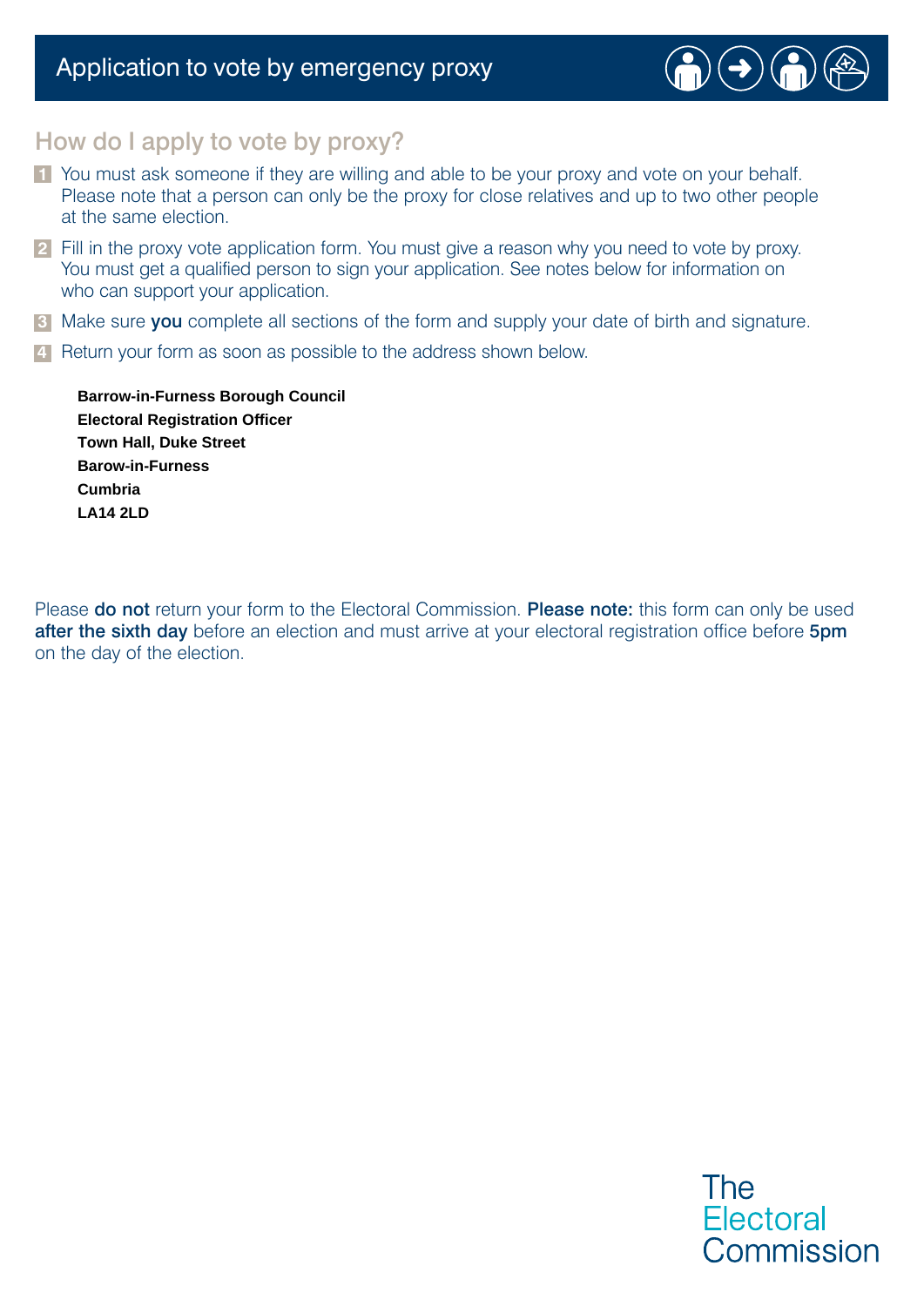# Application to vote by emergency proxy

## How do I apply to vote by proxy?

1. You must ask someone if they are willing and able to be your proxy and vote on your behalf. Please note that a person can only be the proxy for close relatives and up to two other people at the same election.
2. Fill in the proxy vote application form. You must give a reason why you need to vote by proxy. You must get a qualified person to sign your application. See notes below for information on who can support your application.
3. Make sure **you** complete all sections of the form and supply your date of birth and signature.
4. Return your form as soon as possible to the address shown below.

**Barrow-in-Furness Borough Council**
**Electoral Registration Officer**
**Town Hall, Duke Street**
**Barow-in-Furness**
**Cumbria**
**LA14 2LD**

Please **do not** return your form to the Electoral Commission. **Please note:** this form can only be used **after the sixth day** before an election and must arrive at your electoral registration office before **5pm** on the day of the election.

The Electoral Commission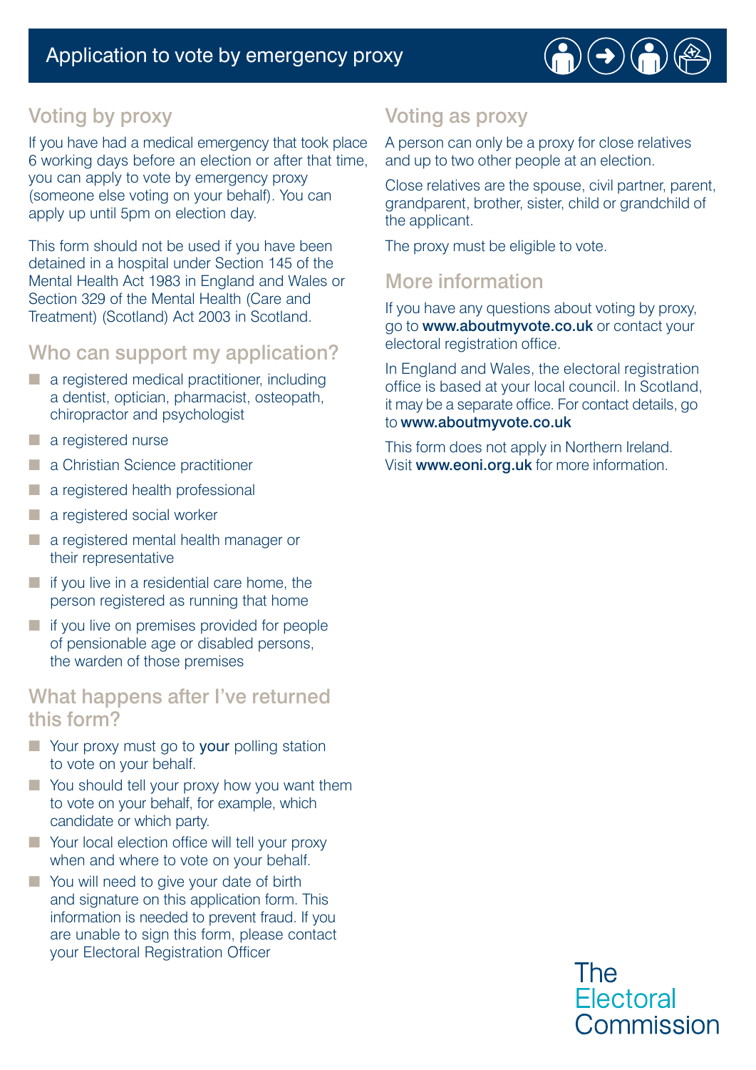# Application to vote by emergency proxy

## Voting by proxy

If you have had a medical emergency that took place 6 working days before an election or after that time, you can apply to vote by emergency proxy (someone else voting on your behalf). You can apply up until 5pm on election day.

This form should not be used if you have been detained in a hospital under Section 145 of the Mental Health Act 1983 in England and Wales or Section 329 of the Mental Health (Care and Treatment) (Scotland) Act 2003 in Scotland.

## Who can support my application?

- a registered medical practitioner, including a dentist, optician, pharmacist, osteopath, chiropractor and psychologist
- a registered nurse
- a Christian Science practitioner
- a registered health professional
- a registered social worker
- a registered mental health manager or their representative
- if you live in a residential care home, the person registered as running that home
- if you live on premises provided for people of pensionable age or disabled persons, the warden of those premises

## What happens after I've returned this form?

- Your proxy must go to **your** polling station to vote on your behalf.
- You should tell your proxy how you want them to vote on your behalf, for example, which candidate or which party.
- Your local election office will tell your proxy when and where to vote on your behalf.
- You will need to give your date of birth and signature on this application form. This information is needed to prevent fraud. If you are unable to sign this form, please contact your Electoral Registration Officer

## Voting as proxy

A person can only be a proxy for close relatives and up to two other people at an election.

Close relatives are the spouse, civil partner, parent, grandparent, brother, sister, child or grandchild of the applicant.

The proxy must be eligible to vote.

## More information

If you have any questions about voting by proxy, go to **www.aboutmyvote.co.uk** or contact your electoral registration office.

In England and Wales, the electoral registration office is based at your local council. In Scotland, it may be a separate office. For contact details, go to **www.aboutmyvote.co.uk**

This form does not apply in Northern Ireland. Visit **www.eoni.org.uk** for more information.

The Electoral Commission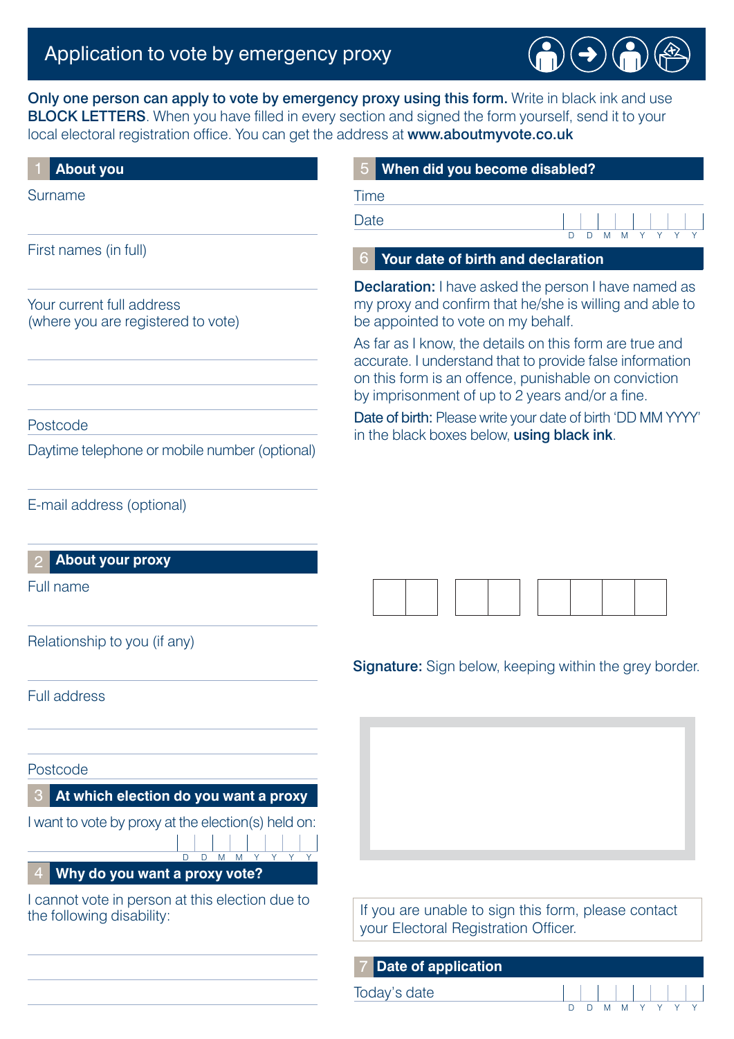# Application to vote by emergency proxy

**Only one person can apply to vote by emergency proxy using this form.** Write in black ink and use **BLOCK LETTERS**. When you have filled in every section and signed the form yourself, send it to your local electoral registration office. You can get the address at **www.aboutmyvote.co.uk**

## 1 About you

Surname

First names (in full)

Your current full address (where you are registered to vote)

Postcode

Daytime telephone or mobile number (optional)

E-mail address (optional)

## 2 About your proxy

Full name

Relationship to you (if any)

Full address

Postcode

## 3 At which election do you want a proxy

I want to vote by proxy at the election(s) held on:

D D M M Y Y Y Y

## 4 Why do you want a proxy vote?

I cannot vote in person at this election due to the following disability:

## 5 When did you become disabled?

Time

Date D D M M Y Y Y Y

## 6 Your date of birth and declaration

**Declaration:** I have asked the person I have named as my proxy and confirm that he/she is willing and able to be appointed to vote on my behalf.

As far as I know, the details on this form are true and accurate. I understand that to provide false information on this form is an offence, punishable on conviction by imprisonment of up to 2 years and/or a fine.

**Date of birth:** Please write your date of birth 'DD MM YYYY' in the black boxes below, **using black ink**.

**Signature:** Sign below, keeping within the grey border.

If you are unable to sign this form, please contact your Electoral Registration Officer.

## 7 Date of application

Today's date D D M M Y Y Y Y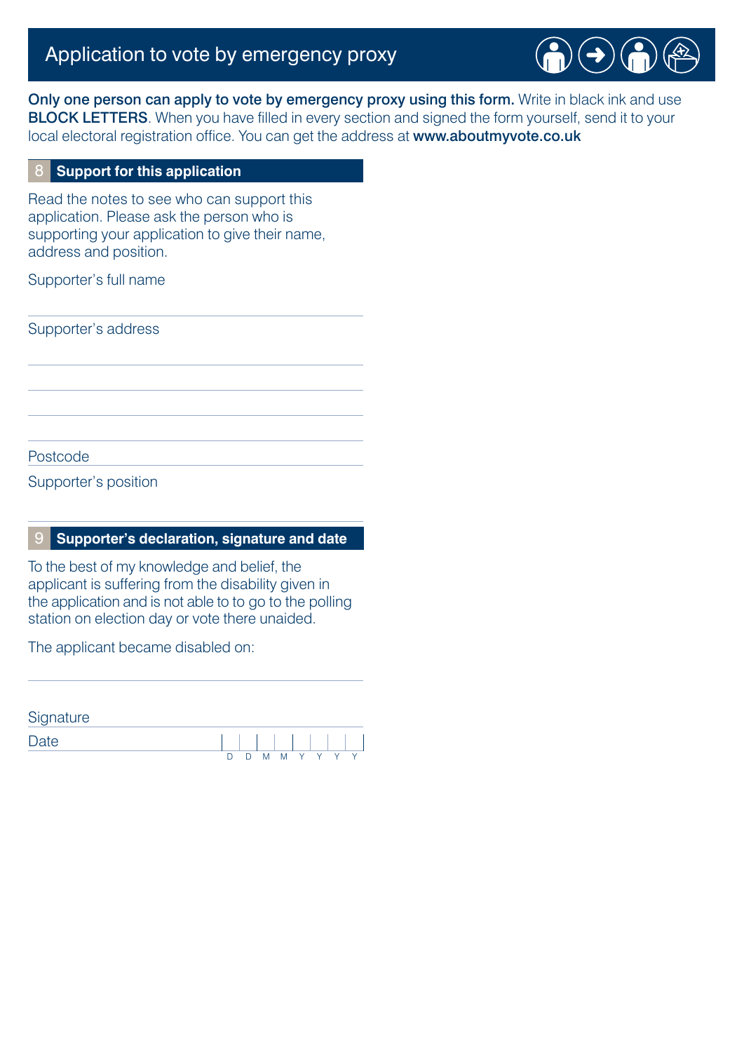# Application to vote by emergency proxy

**Only one person can apply to vote by emergency proxy using this form.** Write in black ink and use **BLOCK LETTERS**. When you have filled in every section and signed the form yourself, send it to your local electoral registration office. You can get the address at **www.aboutmyvote.co.uk**

## 8 Support for this application

Read the notes to see who can support this application. Please ask the person who is supporting your application to give their name, address and position.

Supporter's full name

Supporter's address

Postcode

Supporter's position

## 9 Supporter's declaration, signature and date

To the best of my knowledge and belief, the applicant is suffering from the disability given in the application and is not able to to go to the polling station on election day or vote there unaided.

The applicant became disabled on:

Signature

Date D D M M Y Y Y Y